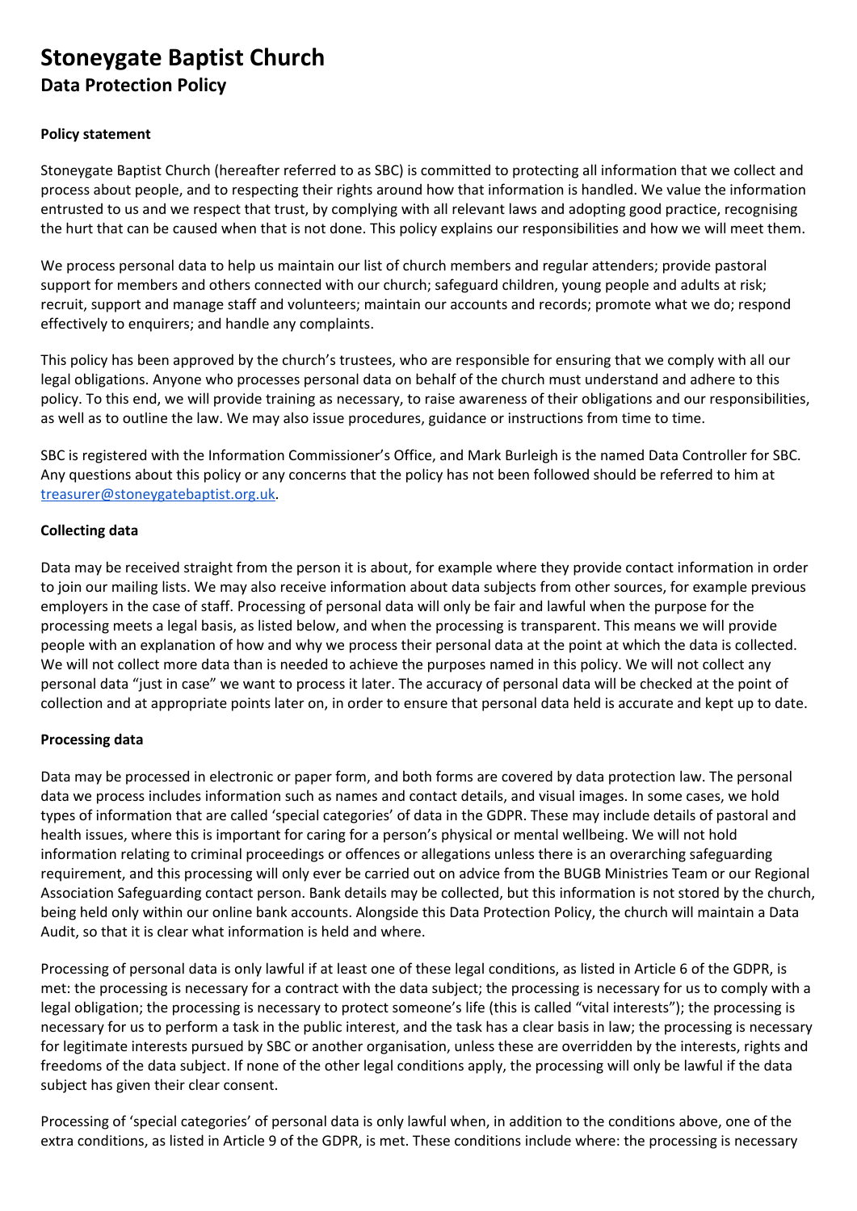# Stoneygate Baptist Church

## Data Protection Policy

**Policy statement**

Stoneygate Baptist Church (hereafter referred to as SBC) is committed to protecting all information that we collect and process about people, and to respecting their rights around how that information is handled. We value the information entrusted to us and we respect that trust, by complying with all relevant laws and adopting good practice, recognising the hurt that can be caused when that is not done. This policy explains our responsibilities and how we will meet them.

We process personal data to help us maintain our list of church members and regular attenders; provide pastoral support for members and others connected with our church; safeguard children, young people and adults at risk; recruit, support and manage staff and volunteers; maintain our accounts and records; promote what we do; respond effectively to enquirers; and handle any complaints.

This policy has been approved by the church's trustees, who are responsible for ensuring that we comply with all our legal obligations. Anyone who processes personal data on behalf of the church must understand and adhere to this policy. To this end, we will provide training as necessary, to raise awareness of their obligations and our responsibilities, as well as to outline the law. We may also issue procedures, guidance or instructions from time to time.

SBC is registered with the Information Commissioner's Office, and Mark Burleigh is the named Data Controller for SBC. Any questions about this policy or any concerns that the policy has not been followed should be referred to him at treasurer@stoneygatebaptist.org.uk.

**Collecting data**

Data may be received straight from the person it is about, for example where they provide contact information in order to join our mailing lists. We may also receive information about data subjects from other sources, for example previous employers in the case of staff. Processing of personal data will only be fair and lawful when the purpose for the processing meets a legal basis, as listed below, and when the processing is transparent. This means we will provide people with an explanation of how and why we process their personal data at the point at which the data is collected. We will not collect more data than is needed to achieve the purposes named in this policy. We will not collect any personal data "just in case" we want to process it later. The accuracy of personal data will be checked at the point of collection and at appropriate points later on, in order to ensure that personal data held is accurate and kept up to date.

**Processing data**

Data may be processed in electronic or paper form, and both forms are covered by data protection law. The personal data we process includes information such as names and contact details, and visual images. In some cases, we hold types of information that are called 'special categories' of data in the GDPR. These may include details of pastoral and health issues, where this is important for caring for a person's physical or mental wellbeing. We will not hold information relating to criminal proceedings or offences or allegations unless there is an overarching safeguarding requirement, and this processing will only ever be carried out on advice from the BUGB Ministries Team or our Regional Association Safeguarding contact person. Bank details may be collected, but this information is not stored by the church, being held only within our online bank accounts. Alongside this Data Protection Policy, the church will maintain a Data Audit, so that it is clear what information is held and where.

Processing of personal data is only lawful if at least one of these legal conditions, as listed in Article 6 of the GDPR, is met: the processing is necessary for a contract with the data subject; the processing is necessary for us to comply with a legal obligation; the processing is necessary to protect someone's life (this is called "vital interests"); the processing is necessary for us to perform a task in the public interest, and the task has a clear basis in law; the processing is necessary for legitimate interests pursued by SBC or another organisation, unless these are overridden by the interests, rights and freedoms of the data subject. If none of the other legal conditions apply, the processing will only be lawful if the data subject has given their clear consent.

Processing of 'special categories' of personal data is only lawful when, in addition to the conditions above, one of the extra conditions, as listed in Article 9 of the GDPR, is met. These conditions include where: the processing is necessary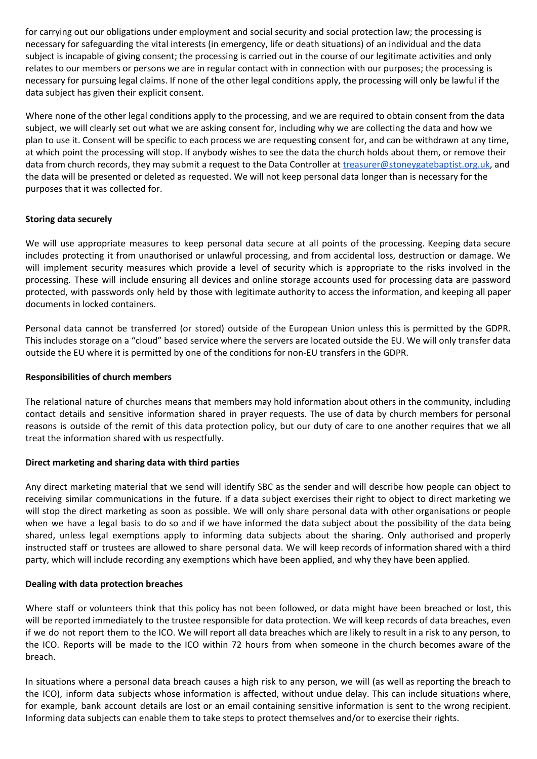for carrying out our obligations under employment and social security and social protection law; the processing is necessary for safeguarding the vital interests (in emergency, life or death situations) of an individual and the data subject is incapable of giving consent; the processing is carried out in the course of our legitimate activities and only relates to our members or persons we are in regular contact with in connection with our purposes; the processing is necessary for pursuing legal claims. If none of the other legal conditions apply, the processing will only be lawful if the data subject has given their explicit consent.

Where none of the other legal conditions apply to the processing, and we are required to obtain consent from the data subject, we will clearly set out what we are asking consent for, including why we are collecting the data and how we plan to use it. Consent will be specific to each process we are requesting consent for, and can be withdrawn at any time, at which point the processing will stop. If anybody wishes to see the data the church holds about them, or remove their data from church records, they may submit a request to the Data Controller at treasurer@stoneygatebaptist.org.uk, and the data will be presented or deleted as requested. We will not keep personal data longer than is necessary for the purposes that it was collected for.

**Storing data securely**

We will use appropriate measures to keep personal data secure at all points of the processing. Keeping data secure includes protecting it from unauthorised or unlawful processing, and from accidental loss, destruction or damage. We will implement security measures which provide a level of security which is appropriate to the risks involved in the processing. These will include ensuring all devices and online storage accounts used for processing data are password protected, with passwords only held by those with legitimate authority to access the information, and keeping all paper documents in locked containers.

Personal data cannot be transferred (or stored) outside of the European Union unless this is permitted by the GDPR. This includes storage on a "cloud" based service where the servers are located outside the EU. We will only transfer data outside the EU where it is permitted by one of the conditions for non-EU transfers in the GDPR.

**Responsibilities of church members**

The relational nature of churches means that members may hold information about others in the community, including contact details and sensitive information shared in prayer requests. The use of data by church members for personal reasons is outside of the remit of this data protection policy, but our duty of care to one another requires that we all treat the information shared with us respectfully.

**Direct marketing and sharing data with third parties**

Any direct marketing material that we send will identify SBC as the sender and will describe how people can object to receiving similar communications in the future. If a data subject exercises their right to object to direct marketing we will stop the direct marketing as soon as possible. We will only share personal data with other organisations or people when we have a legal basis to do so and if we have informed the data subject about the possibility of the data being shared, unless legal exemptions apply to informing data subjects about the sharing. Only authorised and properly instructed staff or trustees are allowed to share personal data. We will keep records of information shared with a third party, which will include recording any exemptions which have been applied, and why they have been applied.

**Dealing with data protection breaches**

Where staff or volunteers think that this policy has not been followed, or data might have been breached or lost, this will be reported immediately to the trustee responsible for data protection. We will keep records of data breaches, even if we do not report them to the ICO. We will report all data breaches which are likely to result in a risk to any person, to the ICO. Reports will be made to the ICO within 72 hours from when someone in the church becomes aware of the breach.

In situations where a personal data breach causes a high risk to any person, we will (as well as reporting the breach to the ICO), inform data subjects whose information is affected, without undue delay. This can include situations where, for example, bank account details are lost or an email containing sensitive information is sent to the wrong recipient. Informing data subjects can enable them to take steps to protect themselves and/or to exercise their rights.